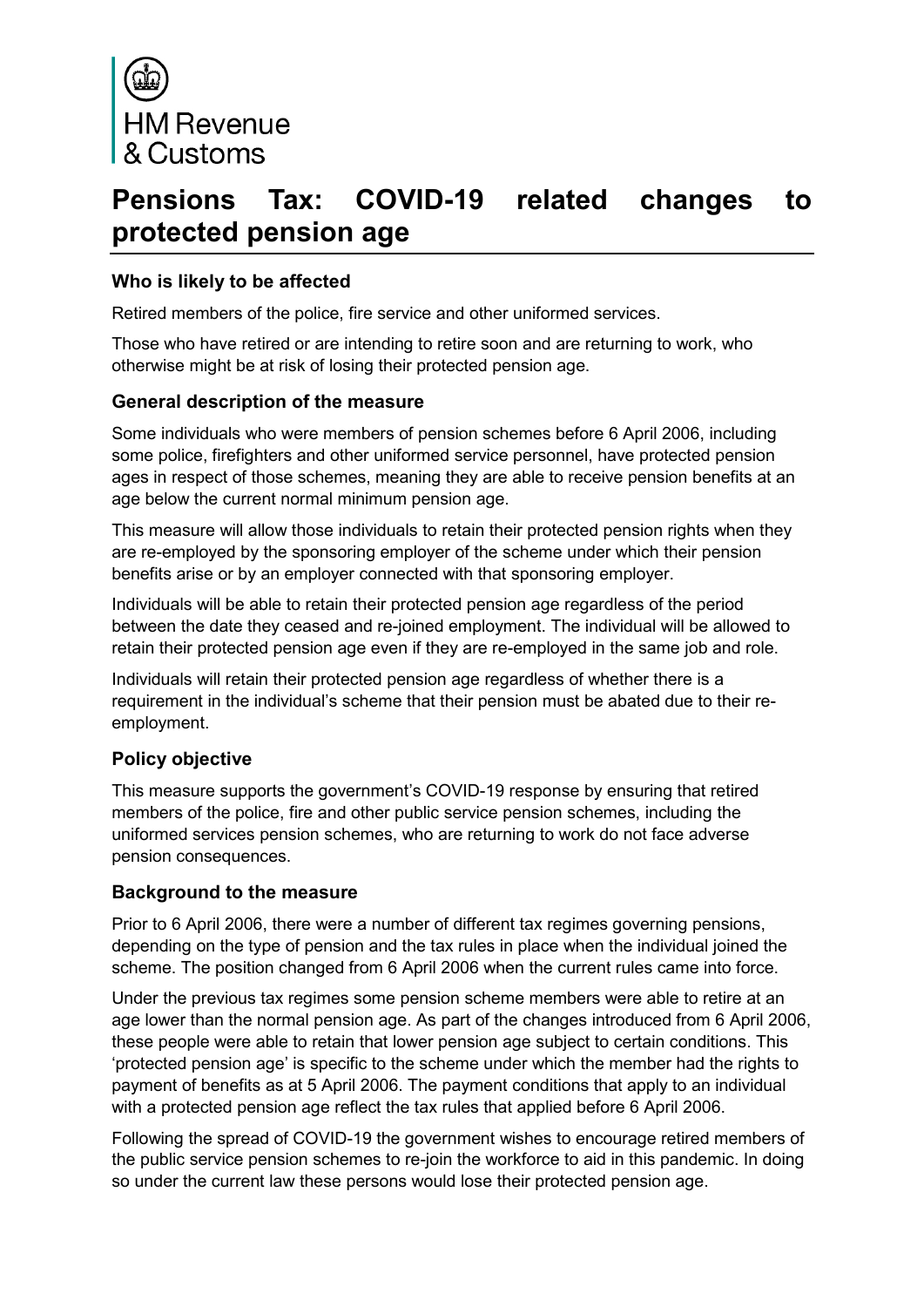HM Revenue & Customs

# Pensions Tax: COVID-19 related changes to protected pension age

### Who is likely to be affected

Retired members of the police, fire service and other uniformed services.

Those who have retired or are intending to retire soon and are returning to work, who otherwise might be at risk of losing their protected pension age.

### General description of the measure

Some individuals who were members of pension schemes before 6 April 2006, including some police, firefighters and other uniformed service personnel, have protected pension ages in respect of those schemes, meaning they are able to receive pension benefits at an age below the current normal minimum pension age.

This measure will allow those individuals to retain their protected pension rights when they are re-employed by the sponsoring employer of the scheme under which their pension benefits arise or by an employer connected with that sponsoring employer.

Individuals will be able to retain their protected pension age regardless of the period between the date they ceased and re-joined employment. The individual will be allowed to retain their protected pension age even if they are re-employed in the same job and role.

Individuals will retain their protected pension age regardless of whether there is a requirement in the individual's scheme that their pension must be abated due to their re-employment.

### Policy objective

This measure supports the government's COVID-19 response by ensuring that retired members of the police, fire and other public service pension schemes, including the uniformed services pension schemes, who are returning to work do not face adverse pension consequences.

### Background to the measure

Prior to 6 April 2006, there were a number of different tax regimes governing pensions, depending on the type of pension and the tax rules in place when the individual joined the scheme. The position changed from 6 April 2006 when the current rules came into force.

Under the previous tax regimes some pension scheme members were able to retire at an age lower than the normal pension age. As part of the changes introduced from 6 April 2006, these people were able to retain that lower pension age subject to certain conditions. This 'protected pension age' is specific to the scheme under which the member had the rights to payment of benefits as at 5 April 2006. The payment conditions that apply to an individual with a protected pension age reflect the tax rules that applied before 6 April 2006.

Following the spread of COVID-19 the government wishes to encourage retired members of the public service pension schemes to re-join the workforce to aid in this pandemic. In doing so under the current law these persons would lose their protected pension age.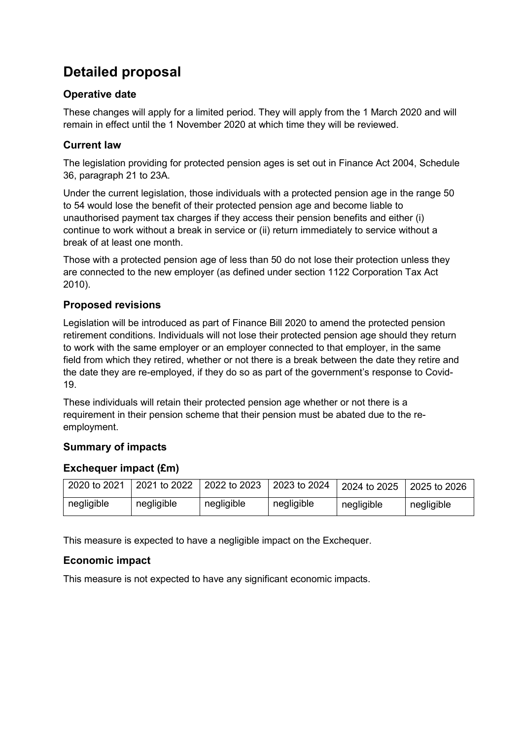## Detailed proposal

### Operative date

These changes will apply for a limited period. They will apply from the 1 March 2020 and will remain in effect until the 1 November 2020 at which time they will be reviewed.

### Current law

The legislation providing for protected pension ages is set out in Finance Act 2004, Schedule 36, paragraph 21 to 23A.

Under the current legislation, those individuals with a protected pension age in the range 50 to 54 would lose the benefit of their protected pension age and become liable to unauthorised payment tax charges if they access their pension benefits and either (i) continue to work without a break in service or (ii) return immediately to service without a break of at least one month.

Those with a protected pension age of less than 50 do not lose their protection unless they are connected to the new employer (as defined under section 1122 Corporation Tax Act 2010).

### Proposed revisions

Legislation will be introduced as part of Finance Bill 2020 to amend the protected pension retirement conditions. Individuals will not lose their protected pension age should they return to work with the same employer or an employer connected to that employer, in the same field from which they retired, whether or not there is a break between the date they retire and the date they are re-employed, if they do so as part of the government's response to Covid-19.

These individuals will retain their protected pension age whether or not there is a requirement in their pension scheme that their pension must be abated due to the re-employment.

### Summary of impacts

### Exchequer impact (£m)

| 2020 to 2021 | 2021 to 2022 | 2022 to 2023 | 2023 to 2024 | 2024 to 2025 | 2025 to 2026 |
|---|---|---|---|---|---|
| negligible | negligible | negligible | negligible | negligible | negligible |

This measure is expected to have a negligible impact on the Exchequer.

### Economic impact

This measure is not expected to have any significant economic impacts.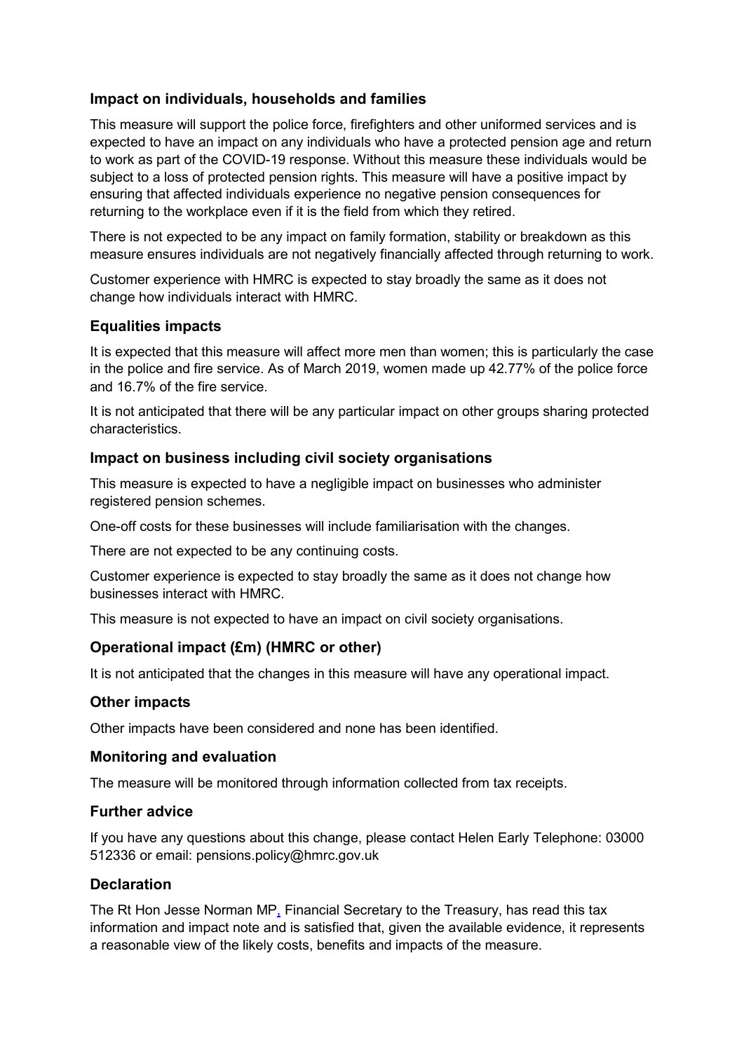### Impact on individuals, households and families

This measure will support the police force, firefighters and other uniformed services and is expected to have an impact on any individuals who have a protected pension age and return to work as part of the COVID-19 response. Without this measure these individuals would be subject to a loss of protected pension rights. This measure will have a positive impact by ensuring that affected individuals experience no negative pension consequences for returning to the workplace even if it is the field from which they retired.

There is not expected to be any impact on family formation, stability or breakdown as this measure ensures individuals are not negatively financially affected through returning to work.

Customer experience with HMRC is expected to stay broadly the same as it does not change how individuals interact with HMRC.

### Equalities impacts

It is expected that this measure will affect more men than women; this is particularly the case in the police and fire service. As of March 2019, women made up 42.77% of the police force and 16.7% of the fire service.

It is not anticipated that there will be any particular impact on other groups sharing protected characteristics.

### Impact on business including civil society organisations

This measure is expected to have a negligible impact on businesses who administer registered pension schemes.

One-off costs for these businesses will include familiarisation with the changes.

There are not expected to be any continuing costs.

Customer experience is expected to stay broadly the same as it does not change how businesses interact with HMRC.

This measure is not expected to have an impact on civil society organisations.

### Operational impact (£m) (HMRC or other)

It is not anticipated that the changes in this measure will have any operational impact.

### Other impacts

Other impacts have been considered and none has been identified.

### Monitoring and evaluation

The measure will be monitored through information collected from tax receipts.

### Further advice

If you have any questions about this change, please contact Helen Early Telephone: 03000 512336 or email: pensions.policy@hmrc.gov.uk

### Declaration

The Rt Hon Jesse Norman MP, Financial Secretary to the Treasury, has read this tax information and impact note and is satisfied that, given the available evidence, it represents a reasonable view of the likely costs, benefits and impacts of the measure.